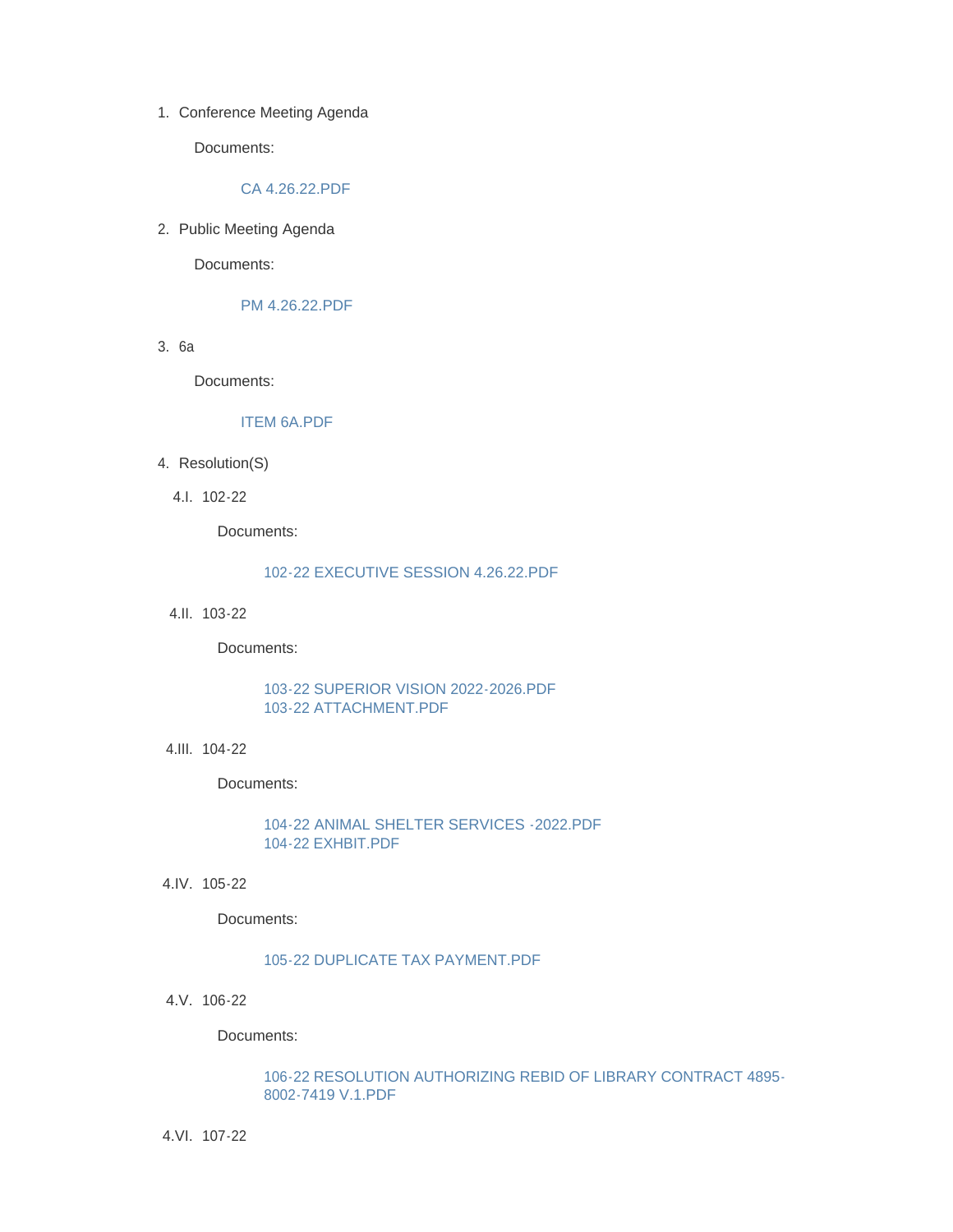1. Conference Meeting Agenda

   Documents:

   CA 4.26.22.PDF

2. Public Meeting Agenda

   Documents:

   PM 4.26.22.PDF

3. 6a

   Documents:

   ITEM 6A.PDF

4. Resolution(S)

   4.I. 102-22

   Documents:

   102-22 EXECUTIVE SESSION 4.26.22.PDF

   4.II. 103-22

   Documents:

   103-22 SUPERIOR VISION 2022-2026.PDF
   103-22 ATTACHMENT.PDF

   4.III. 104-22

   Documents:

   104-22 ANIMAL SHELTER SERVICES -2022.PDF
   104-22 EXHBIT.PDF

   4.IV. 105-22

   Documents:

   105-22 DUPLICATE TAX PAYMENT.PDF

   4.V. 106-22

   Documents:

   106-22 RESOLUTION AUTHORIZING REBID OF LIBRARY CONTRACT 4895-8002-7419 V.1.PDF

   4.VI. 107-22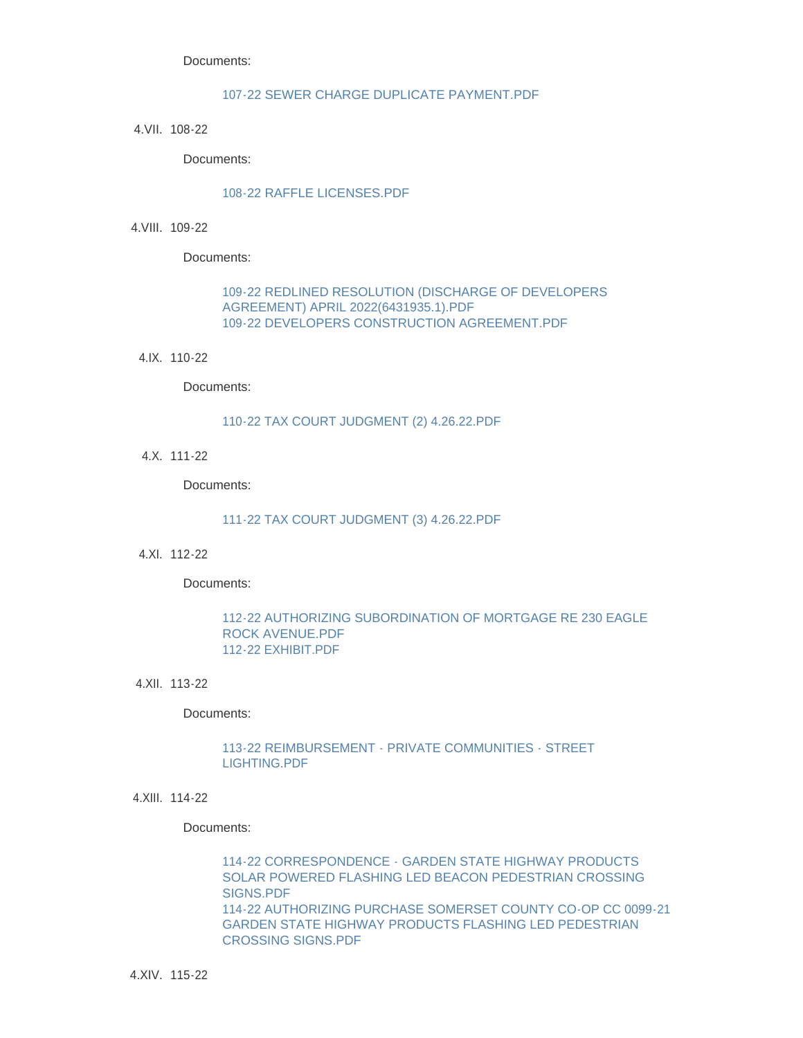Documents:

107-22 SEWER CHARGE DUPLICATE PAYMENT.PDF

4.VII. 108-22

Documents:

108-22 RAFFLE LICENSES.PDF

4.VIII. 109-22

Documents:

109-22 REDLINED RESOLUTION (DISCHARGE OF DEVELOPERS AGREEMENT) APRIL 2022(6431935.1).PDF
109-22 DEVELOPERS CONSTRUCTION AGREEMENT.PDF

4.IX. 110-22

Documents:

110-22 TAX COURT JUDGMENT (2) 4.26.22.PDF

4.X. 111-22

Documents:

111-22 TAX COURT JUDGMENT (3) 4.26.22.PDF

4.XI. 112-22

Documents:

112-22 AUTHORIZING SUBORDINATION OF MORTGAGE RE 230 EAGLE ROCK AVENUE.PDF
112-22 EXHIBIT.PDF

4.XII. 113-22

Documents:

113-22 REIMBURSEMENT - PRIVATE COMMUNITIES - STREET LIGHTING.PDF

4.XIII. 114-22

Documents:

114-22 CORRESPONDENCE - GARDEN STATE HIGHWAY PRODUCTS SOLAR POWERED FLASHING LED BEACON PEDESTRIAN CROSSING SIGNS.PDF
114-22 AUTHORIZING PURCHASE SOMERSET COUNTY CO-OP CC 0099-21 GARDEN STATE HIGHWAY PRODUCTS FLASHING LED PEDESTRIAN CROSSING SIGNS.PDF

4.XIV. 115-22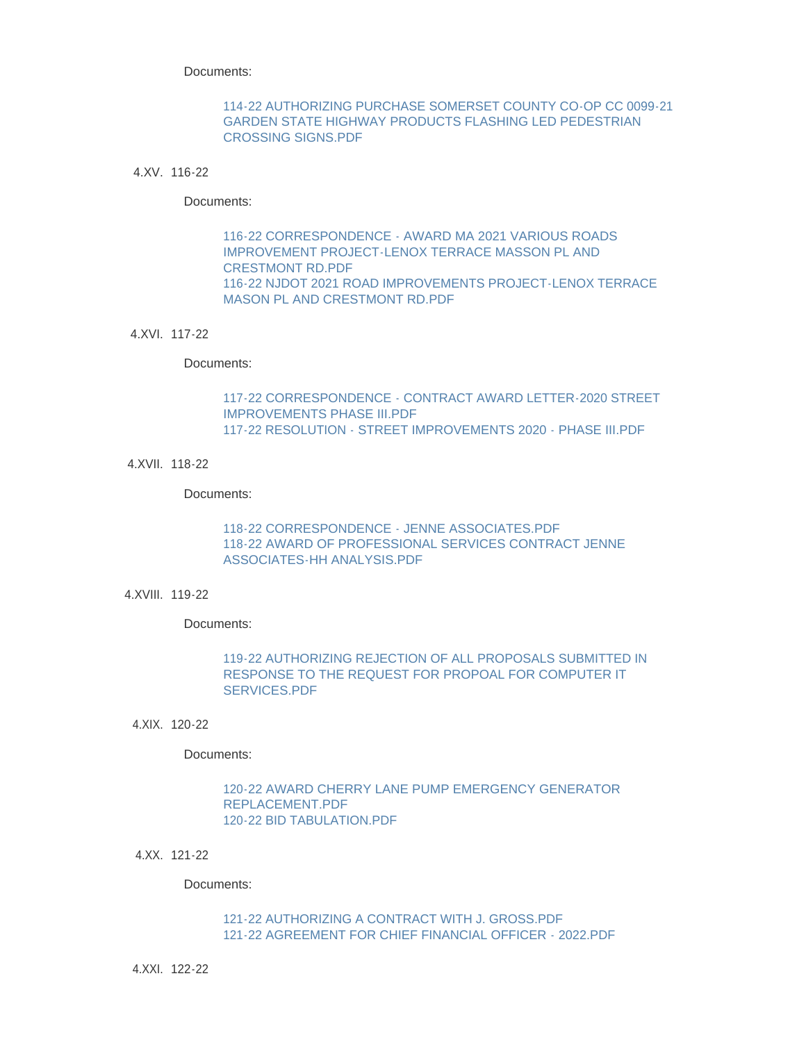Documents:

- 114-22 AUTHORIZING PURCHASE SOMERSET COUNTY CO-OP CC 0099-21 GARDEN STATE HIGHWAY PRODUCTS FLASHING LED PEDESTRIAN CROSSING SIGNS.PDF

4.XV. 116-22

Documents:

- 116-22 CORRESPONDENCE - AWARD MA 2021 VARIOUS ROADS IMPROVEMENT PROJECT-LENOX TERRACE MASSON PL AND CRESTMONT RD.PDF
- 116-22 NJDOT 2021 ROAD IMPROVEMENTS PROJECT-LENOX TERRACE MASON PL AND CRESTMONT RD.PDF

4.XVI. 117-22

Documents:

- 117-22 CORRESPONDENCE - CONTRACT AWARD LETTER-2020 STREET IMPROVEMENTS PHASE III.PDF
- 117-22 RESOLUTION - STREET IMPROVEMENTS 2020 - PHASE III.PDF

4.XVII. 118-22

Documents:

- 118-22 CORRESPONDENCE - JENNE ASSOCIATES.PDF
- 118-22 AWARD OF PROFESSIONAL SERVICES CONTRACT JENNE ASSOCIATES-HH ANALYSIS.PDF

4.XVIII. 119-22

Documents:

- 119-22 AUTHORIZING REJECTION OF ALL PROPOSALS SUBMITTED IN RESPONSE TO THE REQUEST FOR PROPOAL FOR COMPUTER IT SERVICES.PDF

4.XIX. 120-22

Documents:

- 120-22 AWARD CHERRY LANE PUMP EMERGENCY GENERATOR REPLACEMENT.PDF
- 120-22 BID TABULATION.PDF

4.XX. 121-22

Documents:

- 121-22 AUTHORIZING A CONTRACT WITH J. GROSS.PDF
- 121-22 AGREEMENT FOR CHIEF FINANCIAL OFFICER - 2022.PDF

4.XXI. 122-22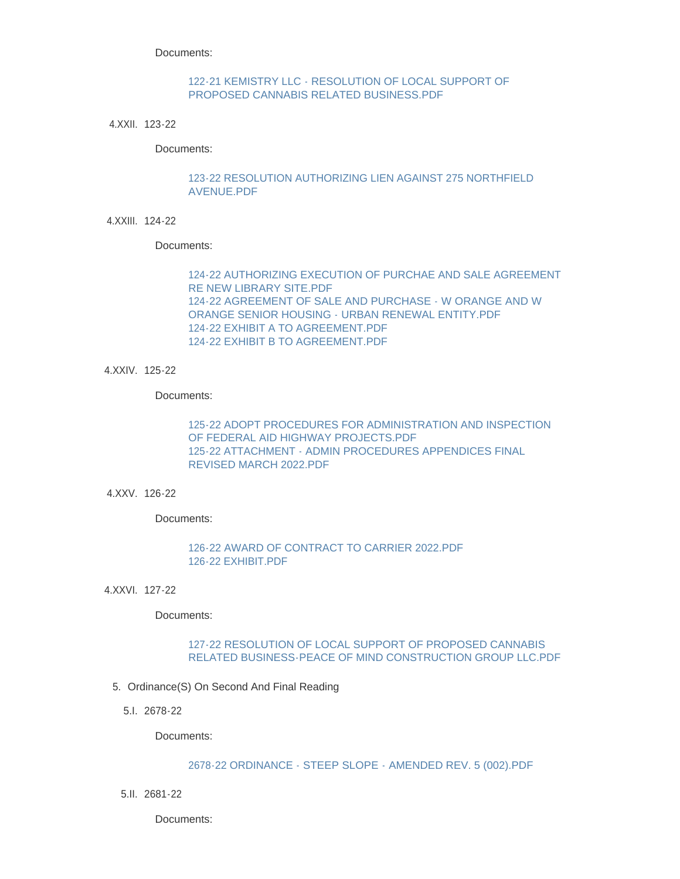Documents:

122-21 KEMISTRY LLC - RESOLUTION OF LOCAL SUPPORT OF PROPOSED CANNABIS RELATED BUSINESS.PDF

4.XXII. 123-22

Documents:

123-22 RESOLUTION AUTHORIZING LIEN AGAINST 275 NORTHFIELD AVENUE.PDF

4.XXIII. 124-22

Documents:

124-22 AUTHORIZING EXECUTION OF PURCHAE AND SALE AGREEMENT RE NEW LIBRARY SITE.PDF
124-22 AGREEMENT OF SALE AND PURCHASE - W ORANGE AND W ORANGE SENIOR HOUSING - URBAN RENEWAL ENTITY.PDF
124-22 EXHIBIT A TO AGREEMENT.PDF
124-22 EXHIBIT B TO AGREEMENT.PDF

4.XXIV. 125-22

Documents:

125-22 ADOPT PROCEDURES FOR ADMINISTRATION AND INSPECTION OF FEDERAL AID HIGHWAY PROJECTS.PDF
125-22 ATTACHMENT - ADMIN PROCEDURES APPENDICES FINAL REVISED MARCH 2022.PDF

4.XXV. 126-22

Documents:

126-22 AWARD OF CONTRACT TO CARRIER 2022.PDF
126-22 EXHIBIT.PDF

4.XXVI. 127-22

Documents:

127-22 RESOLUTION OF LOCAL SUPPORT OF PROPOSED CANNABIS RELATED BUSINESS-PEACE OF MIND CONSTRUCTION GROUP LLC.PDF

5. Ordinance(S) On Second And Final Reading

5.I. 2678-22

Documents:

2678-22 ORDINANCE - STEEP SLOPE - AMENDED REV. 5 (002).PDF

5.II. 2681-22

Documents: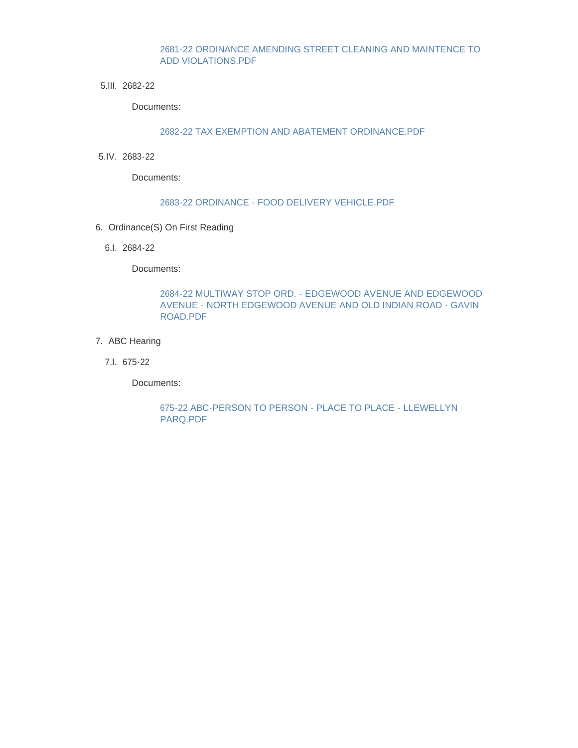2681-22 ORDINANCE AMENDING STREET CLEANING AND MAINTENCE TO ADD VIOLATIONS.PDF

5.III. 2682-22

Documents:

2682-22 TAX EXEMPTION AND ABATEMENT ORDINANCE.PDF

5.IV. 2683-22

Documents:

2683-22 ORDINANCE - FOOD DELIVERY VEHICLE.PDF

6. Ordinance(S) On First Reading

6.I. 2684-22

Documents:

2684-22 MULTIWAY STOP ORD. - EDGEWOOD AVENUE AND EDGEWOOD AVENUE - NORTH EDGEWOOD AVENUE AND OLD INDIAN ROAD - GAVIN ROAD.PDF

7. ABC Hearing

7.I. 675-22

Documents:

675-22 ABC-PERSON TO PERSON - PLACE TO PLACE - LLEWELLYN PARQ.PDF